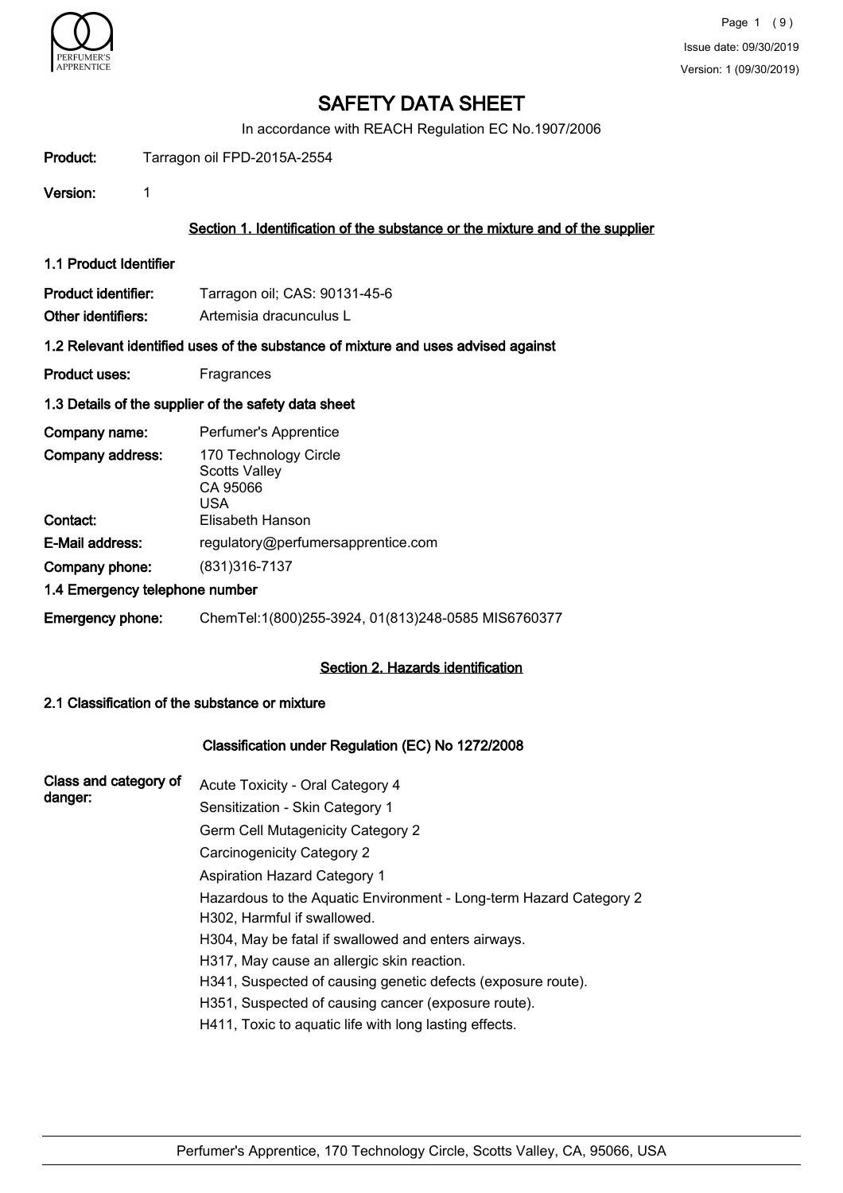# SAFETY DATA SHEET

In accordance with REACH Regulation EC No.1907/2006

**Product:** Tarragon oil FPD-2015A-2554

**Version:** 1

## Section 1. Identification of the substance or the mixture and of the supplier

### 1.1 Product Identifier

**Product identifier:** Tarragon oil; CAS: 90131-45-6

**Other identifiers:** Artemisia dracunculus L

### 1.2 Relevant identified uses of the substance of mixture and uses advised against

**Product uses:** Fragrances

### 1.3 Details of the supplier of the safety data sheet

**Company name:** Perfumer's Apprentice

**Company address:** 170 Technology Circle
Scotts Valley
CA 95066
USA

**Contact:** Elisabeth Hanson

**E-Mail address:** regulatory@perfumersapprentice.com

**Company phone:** (831)316-7137

### 1.4 Emergency telephone number

**Emergency phone:** ChemTel:1(800)255-3924, 01(813)248-0585 MIS6760377

## Section 2. Hazards identification

### 2.1 Classification of the substance or mixture

#### Classification under Regulation (EC) No 1272/2008

**Class and category of danger:**

Acute Toxicity - Oral Category 4

Sensitization - Skin Category 1

Germ Cell Mutagenicity Category 2

Carcinogenicity Category 2

Aspiration Hazard Category 1

Hazardous to the Aquatic Environment - Long-term Hazard Category 2

H302, Harmful if swallowed.

H304, May be fatal if swallowed and enters airways.

H317, May cause an allergic skin reaction.

H341, Suspected of causing genetic defects (exposure route).

H351, Suspected of causing cancer (exposure route).

H411, Toxic to aquatic life with long lasting effects.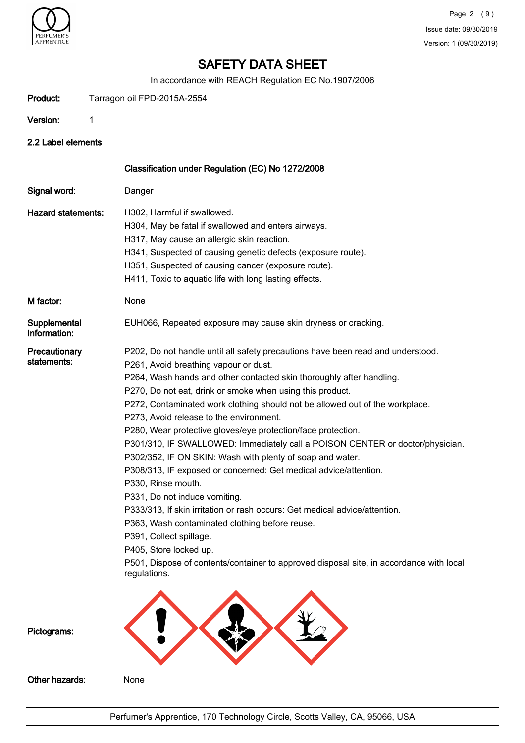# SAFETY DATA SHEET

In accordance with REACH Regulation EC No.1907/2006

**Product:** Tarragon oil FPD-2015A-2554

**Version:** 1

## 2.2 Label elements

**Classification under Regulation (EC) No 1272/2008**

**Signal word:** Danger

**Hazard statements:**

H302, Harmful if swallowed.
H304, May be fatal if swallowed and enters airways.
H317, May cause an allergic skin reaction.
H341, Suspected of causing genetic defects (exposure route).
H351, Suspected of causing cancer (exposure route).
H411, Toxic to aquatic life with long lasting effects.

**M factor:** None

**Supplemental Information:** EUH066, Repeated exposure may cause skin dryness or cracking.

**Precautionary statements:**

P202, Do not handle until all safety precautions have been read and understood.
P261, Avoid breathing vapour or dust.
P264, Wash hands and other contacted skin thoroughly after handling.
P270, Do not eat, drink or smoke when using this product.
P272, Contaminated work clothing should not be allowed out of the workplace.
P273, Avoid release to the environment.
P280, Wear protective gloves/eye protection/face protection.
P301/310, IF SWALLOWED: Immediately call a POISON CENTER or doctor/physician.
P302/352, IF ON SKIN: Wash with plenty of soap and water.
P308/313, IF exposed or concerned: Get medical advice/attention.
P330, Rinse mouth.
P331, Do not induce vomiting.
P333/313, If skin irritation or rash occurs: Get medical advice/attention.
P363, Wash contaminated clothing before reuse.
P391, Collect spillage.
P405, Store locked up.
P501, Dispose of contents/container to approved disposal site, in accordance with local regulations.

**Pictograms:**

**Other hazards:** None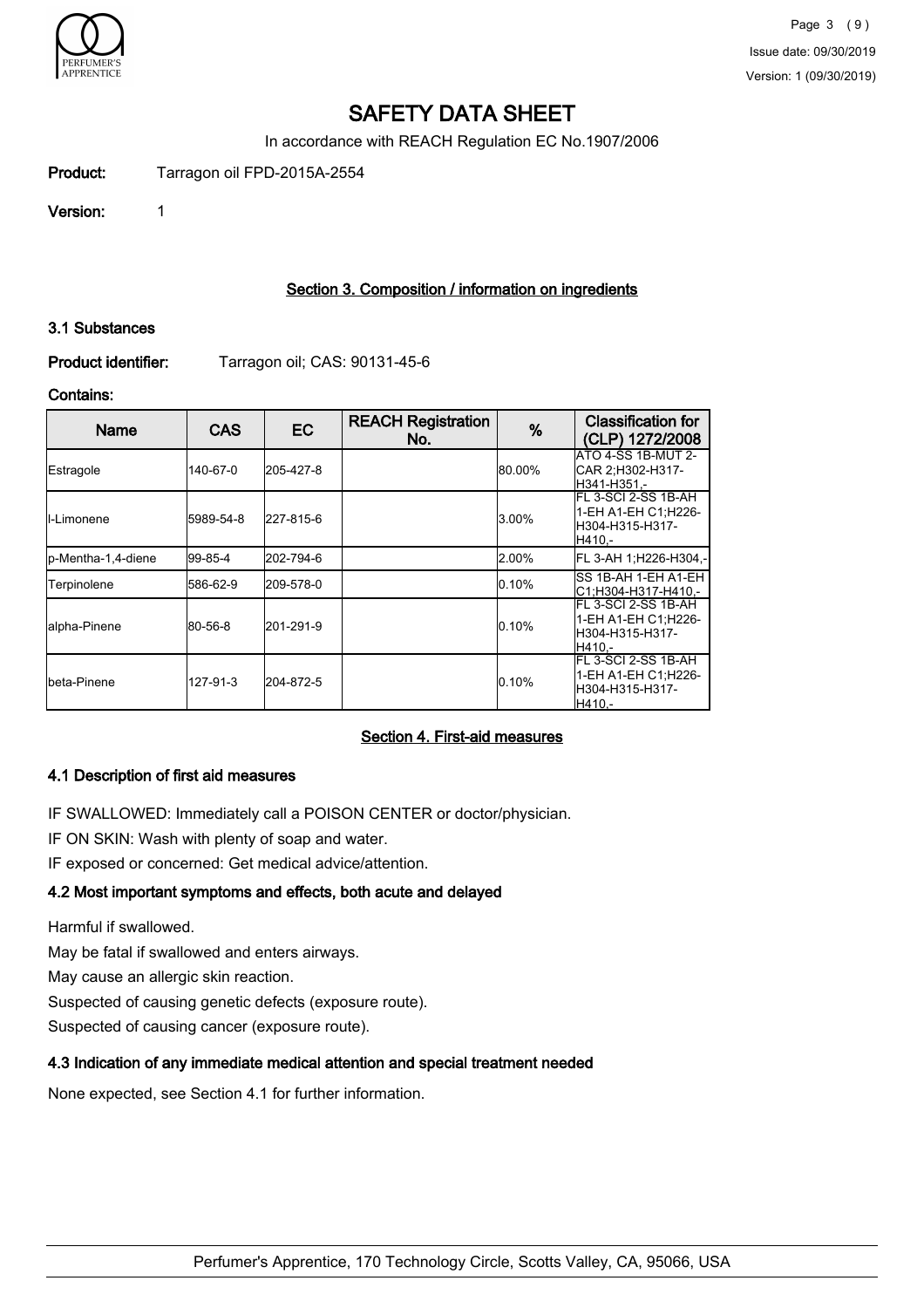# SAFETY DATA SHEET

In accordance with REACH Regulation EC No.1907/2006

**Product:** Tarragon oil FPD-2015A-2554

**Version:** 1

## Section 3. Composition / information on ingredients

### 3.1 Substances

**Product identifier:** Tarragon oil; CAS: 90131-45-6

**Contains:**

| Name | CAS | EC | REACH Registration No. | % | Classification for (CLP) 1272/2008 |
|---|---|---|---|---|---|
| Estragole | 140-67-0 | 205-427-8 | | 80.00% | ATO 4-SS 1B-MUT 2-CAR 2;H302-H317-H341-H351,- |
| l-Limonene | 5989-54-8 | 227-815-6 | | 3.00% | FL 3-SCI 2-SS 1B-AH 1-EH A1-EH C1;H226-H304-H315-H317-H410,- |
| p-Mentha-1,4-diene | 99-85-4 | 202-794-6 | | 2.00% | FL 3-AH 1;H226-H304,- |
| Terpinolene | 586-62-9 | 209-578-0 | | 0.10% | SS 1B-AH 1-EH A1-EH C1;H304-H317-H410,- |
| alpha-Pinene | 80-56-8 | 201-291-9 | | 0.10% | FL 3-SCI 2-SS 1B-AH 1-EH A1-EH C1;H226-H304-H315-H317-H410,- |
| beta-Pinene | 127-91-3 | 204-872-5 | | 0.10% | FL 3-SCI 2-SS 1B-AH 1-EH A1-EH C1;H226-H304-H315-H317-H410,- |

## Section 4. First-aid measures

### 4.1 Description of first aid measures

IF SWALLOWED: Immediately call a POISON CENTER or doctor/physician.

IF ON SKIN: Wash with plenty of soap and water.

IF exposed or concerned: Get medical advice/attention.

### 4.2 Most important symptoms and effects, both acute and delayed

Harmful if swallowed.

May be fatal if swallowed and enters airways.

May cause an allergic skin reaction.

Suspected of causing genetic defects (exposure route).

Suspected of causing cancer (exposure route).

### 4.3 Indication of any immediate medical attention and special treatment needed

None expected, see Section 4.1 for further information.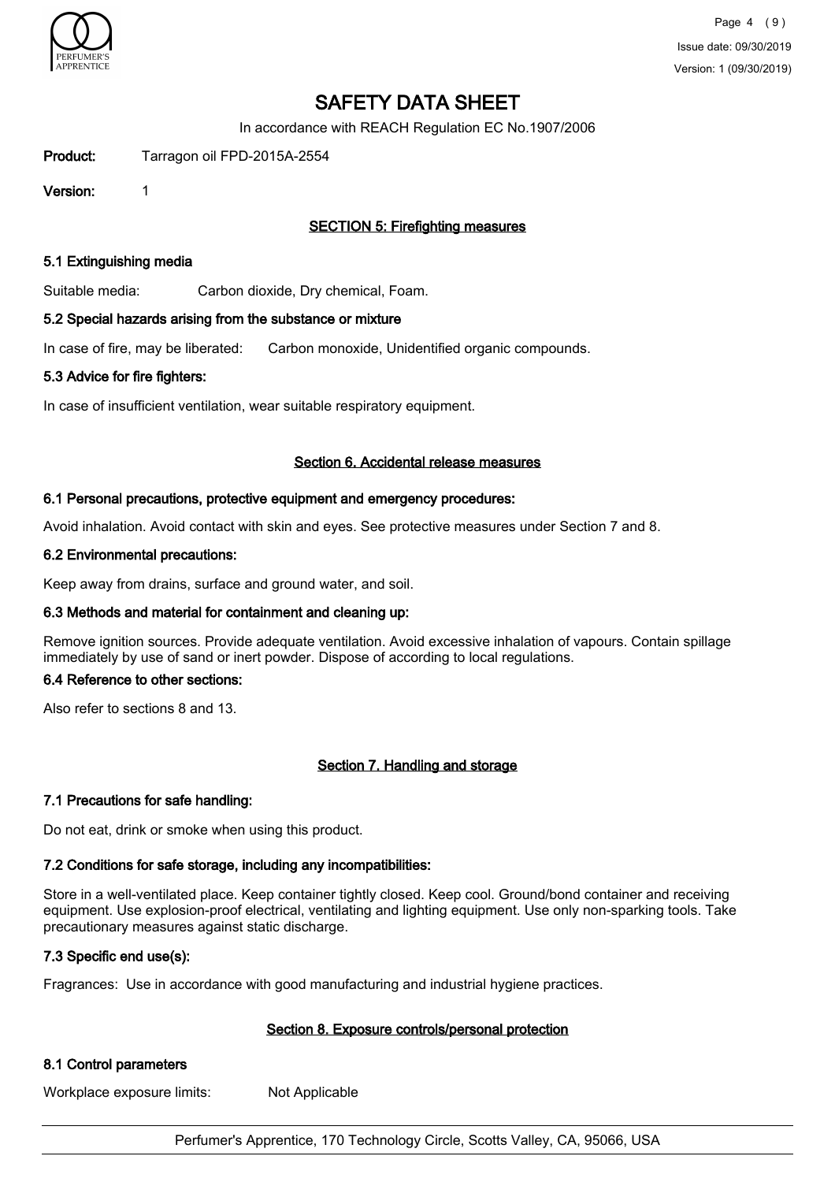# SAFETY DATA SHEET

In accordance with REACH Regulation EC No.1907/2006

**Product:** Tarragon oil FPD-2015A-2554

**Version:** 1

## SECTION 5: Firefighting measures

### 5.1 Extinguishing media

Suitable media: Carbon dioxide, Dry chemical, Foam.

### 5.2 Special hazards arising from the substance or mixture

In case of fire, may be liberated: Carbon monoxide, Unidentified organic compounds.

### 5.3 Advice for fire fighters:

In case of insufficient ventilation, wear suitable respiratory equipment.

## Section 6. Accidental release measures

### 6.1 Personal precautions, protective equipment and emergency procedures:

Avoid inhalation. Avoid contact with skin and eyes. See protective measures under Section 7 and 8.

### 6.2 Environmental precautions:

Keep away from drains, surface and ground water, and soil.

### 6.3 Methods and material for containment and cleaning up:

Remove ignition sources. Provide adequate ventilation. Avoid excessive inhalation of vapours. Contain spillage immediately by use of sand or inert powder. Dispose of according to local regulations.

### 6.4 Reference to other sections:

Also refer to sections 8 and 13.

## Section 7. Handling and storage

### 7.1 Precautions for safe handling:

Do not eat, drink or smoke when using this product.

### 7.2 Conditions for safe storage, including any incompatibilities:

Store in a well-ventilated place. Keep container tightly closed. Keep cool. Ground/bond container and receiving equipment. Use explosion-proof electrical, ventilating and lighting equipment. Use only non-sparking tools. Take precautionary measures against static discharge.

### 7.3 Specific end use(s):

Fragrances: Use in accordance with good manufacturing and industrial hygiene practices.

## Section 8. Exposure controls/personal protection

### 8.1 Control parameters

Workplace exposure limits: Not Applicable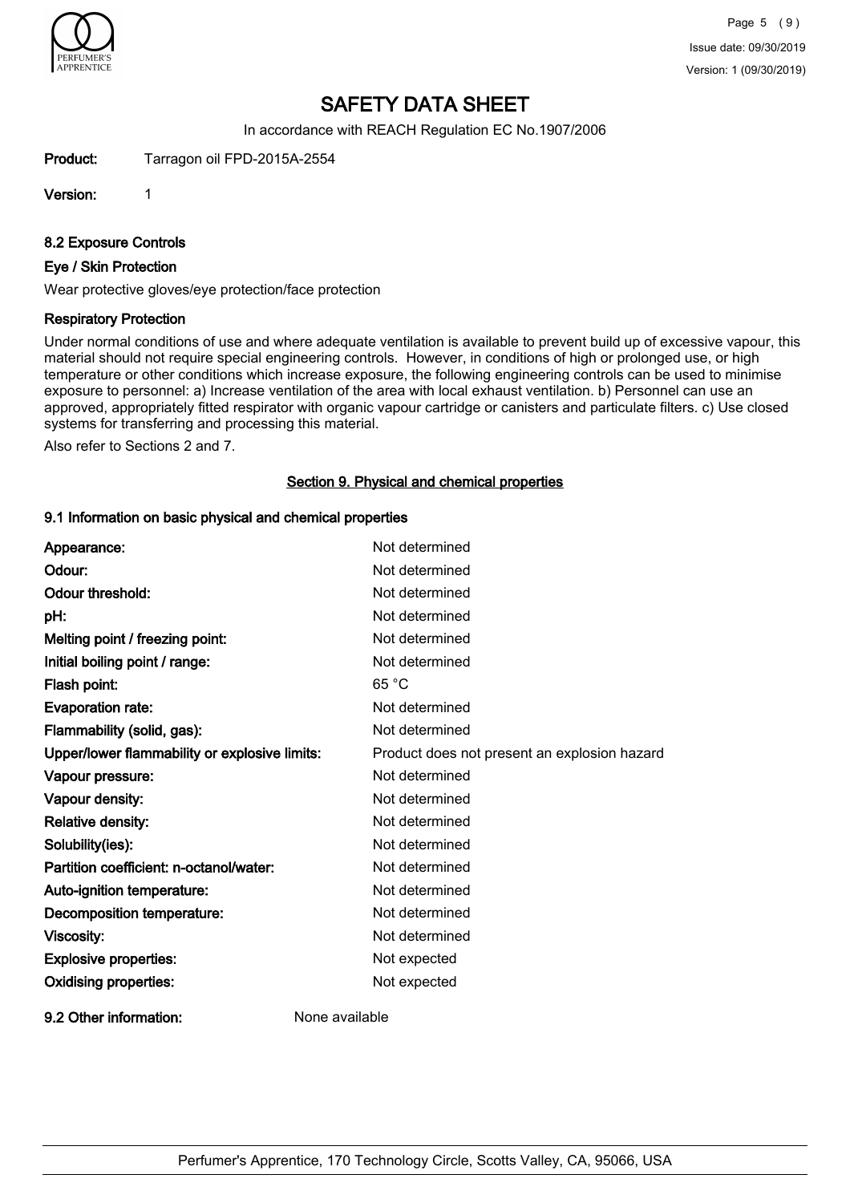# SAFETY DATA SHEET

In accordance with REACH Regulation EC No.1907/2006

**Product:** Tarragon oil FPD-2015A-2554

**Version:** 1

### 8.2 Exposure Controls

#### Eye / Skin Protection

Wear protective gloves/eye protection/face protection

#### Respiratory Protection

Under normal conditions of use and where adequate ventilation is available to prevent build up of excessive vapour, this material should not require special engineering controls. However, in conditions of high or prolonged use, or high temperature or other conditions which increase exposure, the following engineering controls can be used to minimise exposure to personnel: a) Increase ventilation of the area with local exhaust ventilation. b) Personnel can use an approved, appropriately fitted respirator with organic vapour cartridge or canisters and particulate filters. c) Use closed systems for transferring and processing this material.

Also refer to Sections 2 and 7.

## Section 9. Physical and chemical properties

### 9.1 Information on basic physical and chemical properties

| Property | Value |
|---|---|
| **Appearance:** | Not determined |
| **Odour:** | Not determined |
| **Odour threshold:** | Not determined |
| **pH:** | Not determined |
| **Melting point / freezing point:** | Not determined |
| **Initial boiling point / range:** | Not determined |
| **Flash point:** | 65 °C |
| **Evaporation rate:** | Not determined |
| **Flammability (solid, gas):** | Not determined |
| **Upper/lower flammability or explosive limits:** | Product does not present an explosion hazard |
| **Vapour pressure:** | Not determined |
| **Vapour density:** | Not determined |
| **Relative density:** | Not determined |
| **Solubility(ies):** | Not determined |
| **Partition coefficient: n-octanol/water:** | Not determined |
| **Auto-ignition temperature:** | Not determined |
| **Decomposition temperature:** | Not determined |
| **Viscosity:** | Not determined |
| **Explosive properties:** | Not expected |
| **Oxidising properties:** | Not expected |

**9.2 Other information:** None available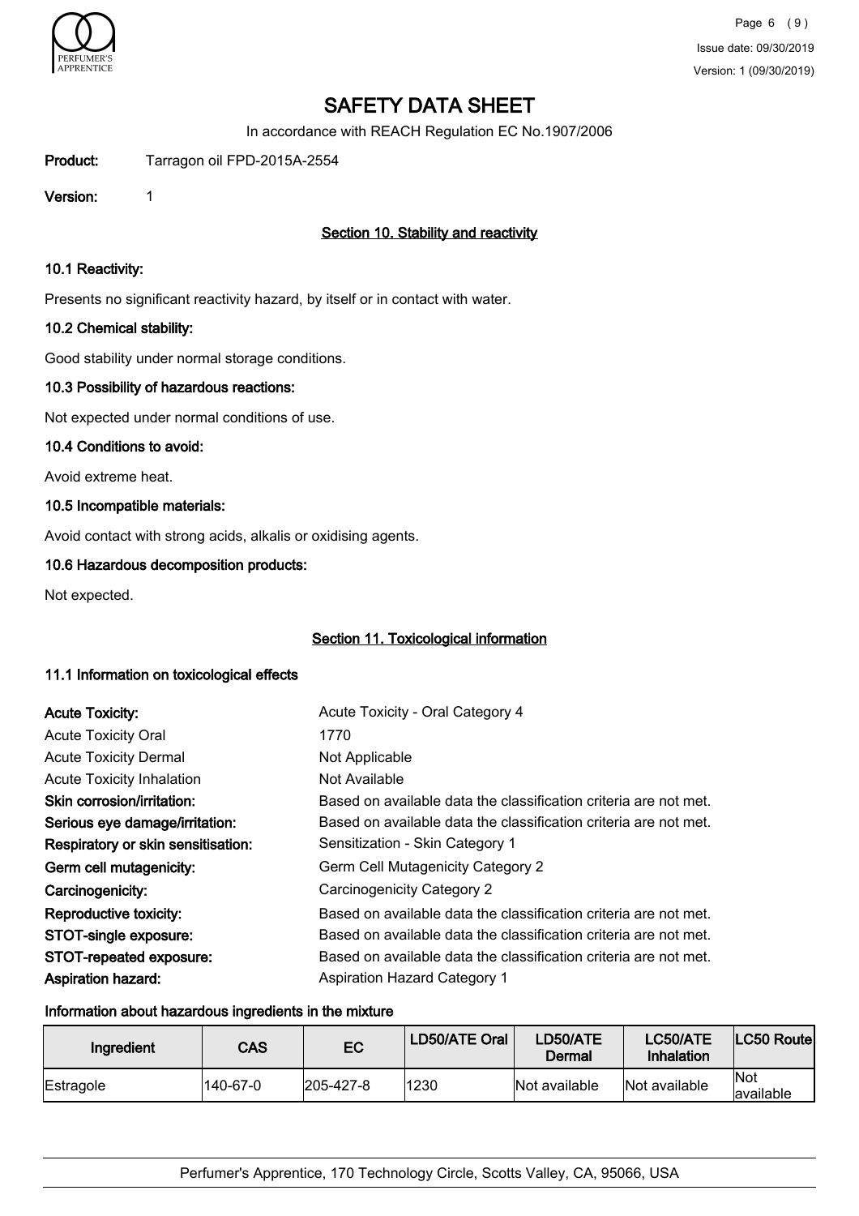# SAFETY DATA SHEET

In accordance with REACH Regulation EC No.1907/2006

**Product:** Tarragon oil FPD-2015A-2554

**Version:** 1

## Section 10. Stability and reactivity

### 10.1 Reactivity:

Presents no significant reactivity hazard, by itself or in contact with water.

### 10.2 Chemical stability:

Good stability under normal storage conditions.

### 10.3 Possibility of hazardous reactions:

Not expected under normal conditions of use.

### 10.4 Conditions to avoid:

Avoid extreme heat.

### 10.5 Incompatible materials:

Avoid contact with strong acids, alkalis or oxidising agents.

### 10.6 Hazardous decomposition products:

Not expected.

## Section 11. Toxicological information

### 11.1 Information on toxicological effects

| | |
|---|---|
| **Acute Toxicity:** | Acute Toxicity - Oral Category 4 |
| Acute Toxicity Oral | 1770 |
| Acute Toxicity Dermal | Not Applicable |
| Acute Toxicity Inhalation | Not Available |
| **Skin corrosion/irritation:** | Based on available data the classification criteria are not met. |
| **Serious eye damage/irritation:** | Based on available data the classification criteria are not met. |
| **Respiratory or skin sensitisation:** | Sensitization - Skin Category 1 |
| **Germ cell mutagenicity:** | Germ Cell Mutagenicity Category 2 |
| **Carcinogenicity:** | Carcinogenicity Category 2 |
| **Reproductive toxicity:** | Based on available data the classification criteria are not met. |
| **STOT-single exposure:** | Based on available data the classification criteria are not met. |
| **STOT-repeated exposure:** | Based on available data the classification criteria are not met. |
| **Aspiration hazard:** | Aspiration Hazard Category 1 |

### Information about hazardous ingredients in the mixture

| Ingredient | CAS | EC | LD50/ATE Oral | LD50/ATE Dermal | LC50/ATE Inhalation | LC50 Route |
|---|---|---|---|---|---|---|
| Estragole | 140-67-0 | 205-427-8 | 1230 | Not available | Not available | Not available |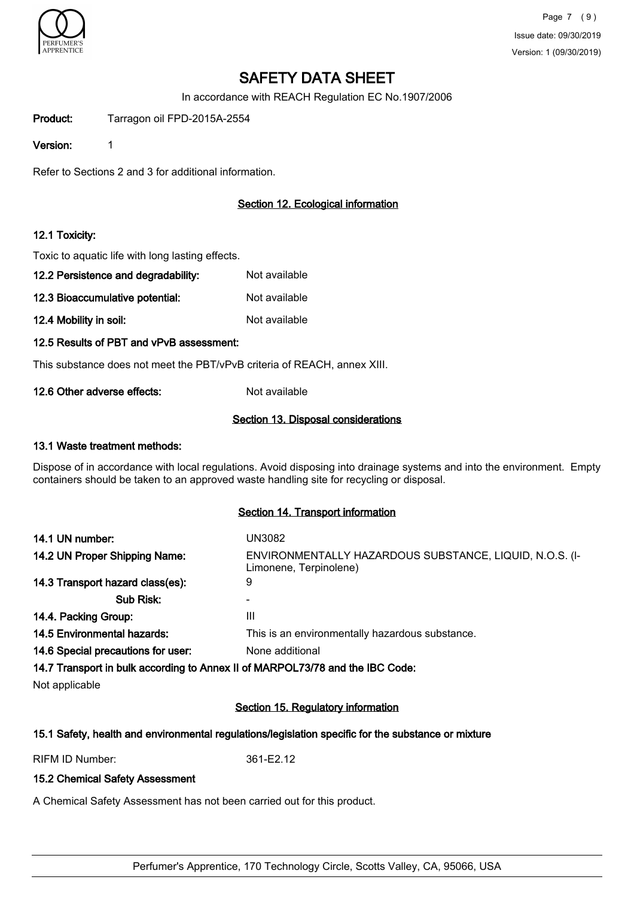# SAFETY DATA SHEET

In accordance with REACH Regulation EC No.1907/2006

**Product:** Tarragon oil FPD-2015A-2554

**Version:** 1

Refer to Sections 2 and 3 for additional information.

## Section 12. Ecological information

### 12.1 Toxicity:

Toxic to aquatic life with long lasting effects.

**12.2 Persistence and degradability:** Not available

**12.3 Bioaccumulative potential:** Not available

**12.4 Mobility in soil:** Not available

### 12.5 Results of PBT and vPvB assessment:

This substance does not meet the PBT/vPvB criteria of REACH, annex XIII.

**12.6 Other adverse effects:** Not available

## Section 13. Disposal considerations

### 13.1 Waste treatment methods:

Dispose of in accordance with local regulations. Avoid disposing into drainage systems and into the environment. Empty containers should be taken to an approved waste handling site for recycling or disposal.

## Section 14. Transport information

| | |
|---|---|
| **14.1 UN number:** | UN3082 |
| **14.2 UN Proper Shipping Name:** | ENVIRONMENTALLY HAZARDOUS SUBSTANCE, LIQUID, N.O.S. (l-Limonene, Terpinolene) |
| **14.3 Transport hazard class(es):** | 9 |
| **Sub Risk:** | - |
| **14.4. Packing Group:** | III |
| **14.5 Environmental hazards:** | This is an environmentally hazardous substance. |
| **14.6 Special precautions for user:** | None additional |

### 14.7 Transport in bulk according to Annex II of MARPOL73/78 and the IBC Code:

Not applicable

## Section 15. Regulatory information

### 15.1 Safety, health and environmental regulations/legislation specific for the substance or mixture

RIFM ID Number: 361-E2.12

### 15.2 Chemical Safety Assessment

A Chemical Safety Assessment has not been carried out for this product.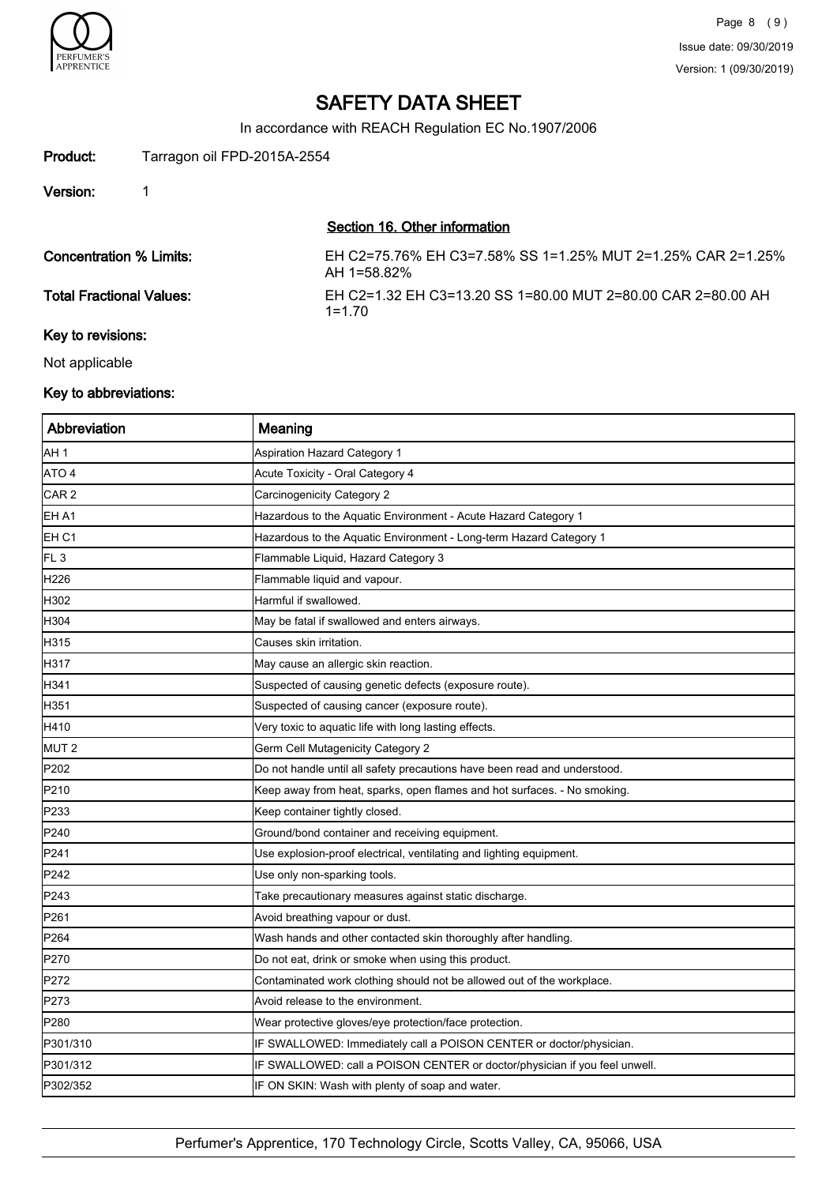# SAFETY DATA SHEET

In accordance with REACH Regulation EC No.1907/2006

**Product:** Tarragon oil FPD-2015A-2554

**Version:** 1

## Section 16. Other information

**Concentration % Limits:** EH C2=75.76% EH C3=7.58% SS 1=1.25% MUT 2=1.25% CAR 2=1.25% AH 1=58.82%

**Total Fractional Values:** EH C2=1.32 EH C3=13.20 SS 1=80.00 MUT 2=80.00 CAR 2=80.00 AH 1=1.70

### Key to revisions:

Not applicable

### Key to abbreviations:

| Abbreviation | Meaning |
|---|---|
| AH 1 | Aspiration Hazard Category 1 |
| ATO 4 | Acute Toxicity - Oral Category 4 |
| CAR 2 | Carcinogenicity Category 2 |
| EH A1 | Hazardous to the Aquatic Environment - Acute Hazard Category 1 |
| EH C1 | Hazardous to the Aquatic Environment - Long-term Hazard Category 1 |
| FL 3 | Flammable Liquid, Hazard Category 3 |
| H226 | Flammable liquid and vapour. |
| H302 | Harmful if swallowed. |
| H304 | May be fatal if swallowed and enters airways. |
| H315 | Causes skin irritation. |
| H317 | May cause an allergic skin reaction. |
| H341 | Suspected of causing genetic defects (exposure route). |
| H351 | Suspected of causing cancer (exposure route). |
| H410 | Very toxic to aquatic life with long lasting effects. |
| MUT 2 | Germ Cell Mutagenicity Category 2 |
| P202 | Do not handle until all safety precautions have been read and understood. |
| P210 | Keep away from heat, sparks, open flames and hot surfaces. - No smoking. |
| P233 | Keep container tightly closed. |
| P240 | Ground/bond container and receiving equipment. |
| P241 | Use explosion-proof electrical, ventilating and lighting equipment. |
| P242 | Use only non-sparking tools. |
| P243 | Take precautionary measures against static discharge. |
| P261 | Avoid breathing vapour or dust. |
| P264 | Wash hands and other contacted skin thoroughly after handling. |
| P270 | Do not eat, drink or smoke when using this product. |
| P272 | Contaminated work clothing should not be allowed out of the workplace. |
| P273 | Avoid release to the environment. |
| P280 | Wear protective gloves/eye protection/face protection. |
| P301/310 | IF SWALLOWED: Immediately call a POISON CENTER or doctor/physician. |
| P301/312 | IF SWALLOWED: call a POISON CENTER or doctor/physician if you feel unwell. |
| P302/352 | IF ON SKIN: Wash with plenty of soap and water. |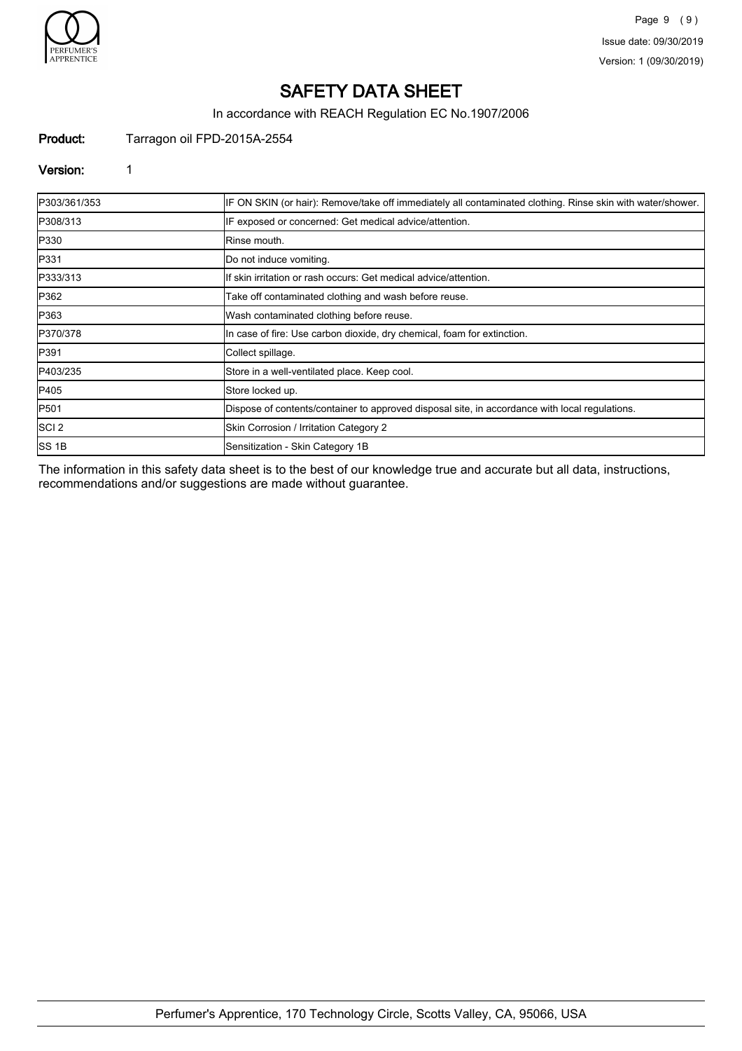# SAFETY DATA SHEET

In accordance with REACH Regulation EC No.1907/2006

**Product:** Tarragon oil FPD-2015A-2554

**Version:** 1

| | |
|---|---|
| P303/361/353 | IF ON SKIN (or hair): Remove/take off immediately all contaminated clothing. Rinse skin with water/shower. |
| P308/313 | IF exposed or concerned: Get medical advice/attention. |
| P330 | Rinse mouth. |
| P331 | Do not induce vomiting. |
| P333/313 | If skin irritation or rash occurs: Get medical advice/attention. |
| P362 | Take off contaminated clothing and wash before reuse. |
| P363 | Wash contaminated clothing before reuse. |
| P370/378 | In case of fire: Use carbon dioxide, dry chemical, foam for extinction. |
| P391 | Collect spillage. |
| P403/235 | Store in a well-ventilated place. Keep cool. |
| P405 | Store locked up. |
| P501 | Dispose of contents/container to approved disposal site, in accordance with local regulations. |
| SCI 2 | Skin Corrosion / Irritation Category 2 |
| SS 1B | Sensitization - Skin Category 1B |

The information in this safety data sheet is to the best of our knowledge true and accurate but all data, instructions, recommendations and/or suggestions are made without guarantee.

Perfumer's Apprentice, 170 Technology Circle, Scotts Valley, CA, 95066, USA